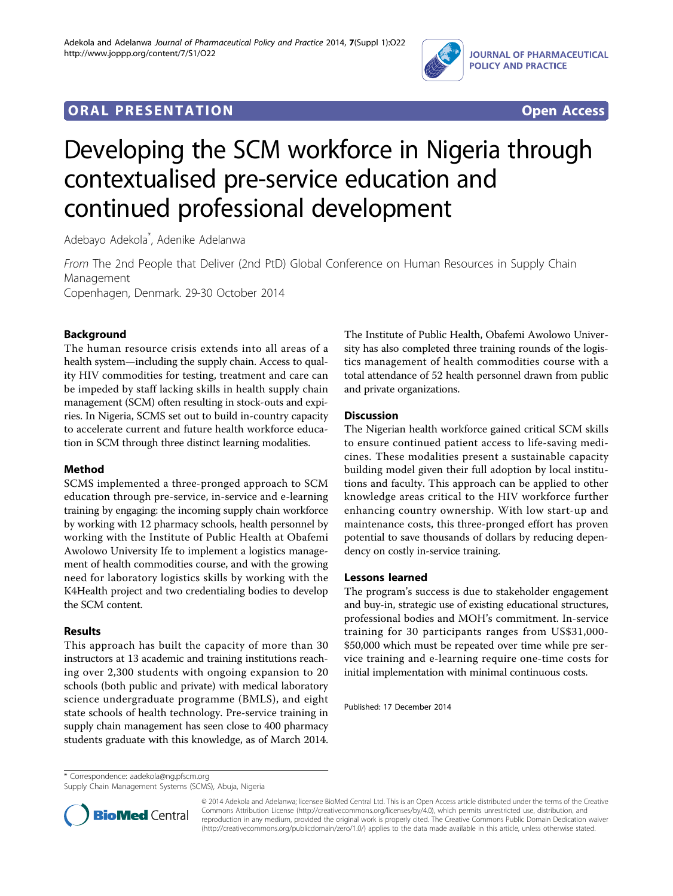ORAL PRESENTATION

Open Access

# Developing the SCM workforce in Nigeria through contextualised pre-service education and continued professional development

Adebayo Adekola*, Adenike Adelanwa

*From* The 2nd People that Deliver (2nd PtD) Global Conference on Human Resources in Supply Chain Management
Copenhagen, Denmark. 29-30 October 2014

## Background

The human resource crisis extends into all areas of a health system—including the supply chain. Access to quality HIV commodities for testing, treatment and care can be impeded by staff lacking skills in health supply chain management (SCM) often resulting in stock-outs and expiries. In Nigeria, SCMS set out to build in-country capacity to accelerate current and future health workforce education in SCM through three distinct learning modalities.

## Method

SCMS implemented a three-pronged approach to SCM education through pre-service, in-service and e-learning training by engaging: the incoming supply chain workforce by working with 12 pharmacy schools, health personnel by working with the Institute of Public Health at Obafemi Awolowo University Ife to implement a logistics management of health commodities course, and with the growing need for laboratory logistics skills by working with the K4Health project and two credentialing bodies to develop the SCM content.

## Results

This approach has built the capacity of more than 30 instructors at 13 academic and training institutions reaching over 2,300 students with ongoing expansion to 20 schools (both public and private) with medical laboratory science undergraduate programme (BMLS), and eight state schools of health technology. Pre-service training in supply chain management has seen close to 400 pharmacy students graduate with this knowledge, as of March 2014. The Institute of Public Health, Obafemi Awolowo University has also completed three training rounds of the logistics management of health commodities course with a total attendance of 52 health personnel drawn from public and private organizations.

## Discussion

The Nigerian health workforce gained critical SCM skills to ensure continued patient access to life-saving medicines. These modalities present a sustainable capacity building model given their full adoption by local institutions and faculty. This approach can be applied to other knowledge areas critical to the HIV workforce further enhancing country ownership. With low start-up and maintenance costs, this three-pronged effort has proven potential to save thousands of dollars by reducing dependency on costly in-service training.

## Lessons learned

The program's success is due to stakeholder engagement and buy-in, strategic use of existing educational structures, professional bodies and MOH's commitment. In-service training for 30 participants ranges from US$31,000-$50,000 which must be repeated over time while pre service training and e-learning require one-time costs for initial implementation with minimal continuous costs.

Published: 17 December 2014

\* Correspondence: aadekola@ng.pfscm.org
Supply Chain Management Systems (SCMS), Abuja, Nigeria

© 2014 Adekola and Adelanwa; licensee BioMed Central Ltd. This is an Open Access article distributed under the terms of the Creative Commons Attribution License (http://creativecommons.org/licenses/by/4.0), which permits unrestricted use, distribution, and reproduction in any medium, provided the original work is properly cited. The Creative Commons Public Domain Dedication waiver (http://creativecommons.org/publicdomain/zero/1.0/) applies to the data made available in this article, unless otherwise stated.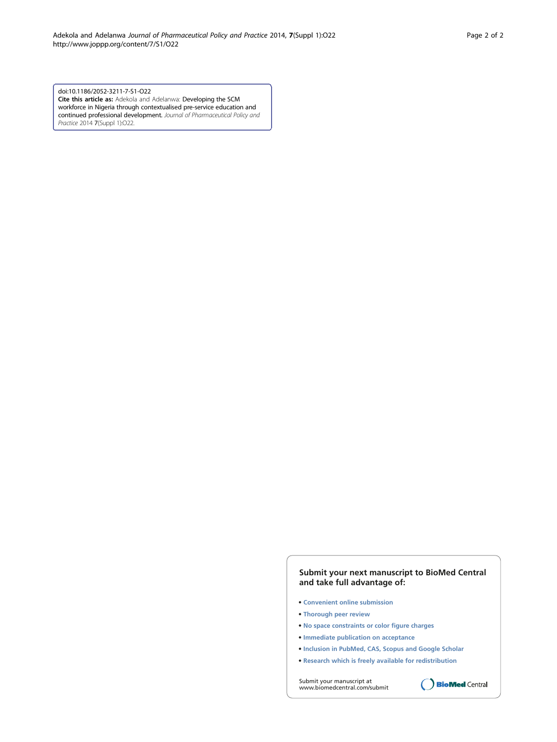doi:10.1186/2052-3211-7-S1-O22

**Cite this article as:** Adekola and Adelanwa: **Developing the SCM workforce in Nigeria through contextualised pre-service education and continued professional development.** *Journal of Pharmaceutical Policy and Practice* 2014 **7**(Suppl 1):O22.

**Submit your next manuscript to BioMed Central and take full advantage of:**

- **Convenient online submission**
- **Thorough peer review**
- **No space constraints or color figure charges**
- **Immediate publication on acceptance**
- **Inclusion in PubMed, CAS, Scopus and Google Scholar**
- **Research which is freely available for redistribution**

Submit your manuscript at
www.biomedcentral.com/submit

BioMed Central